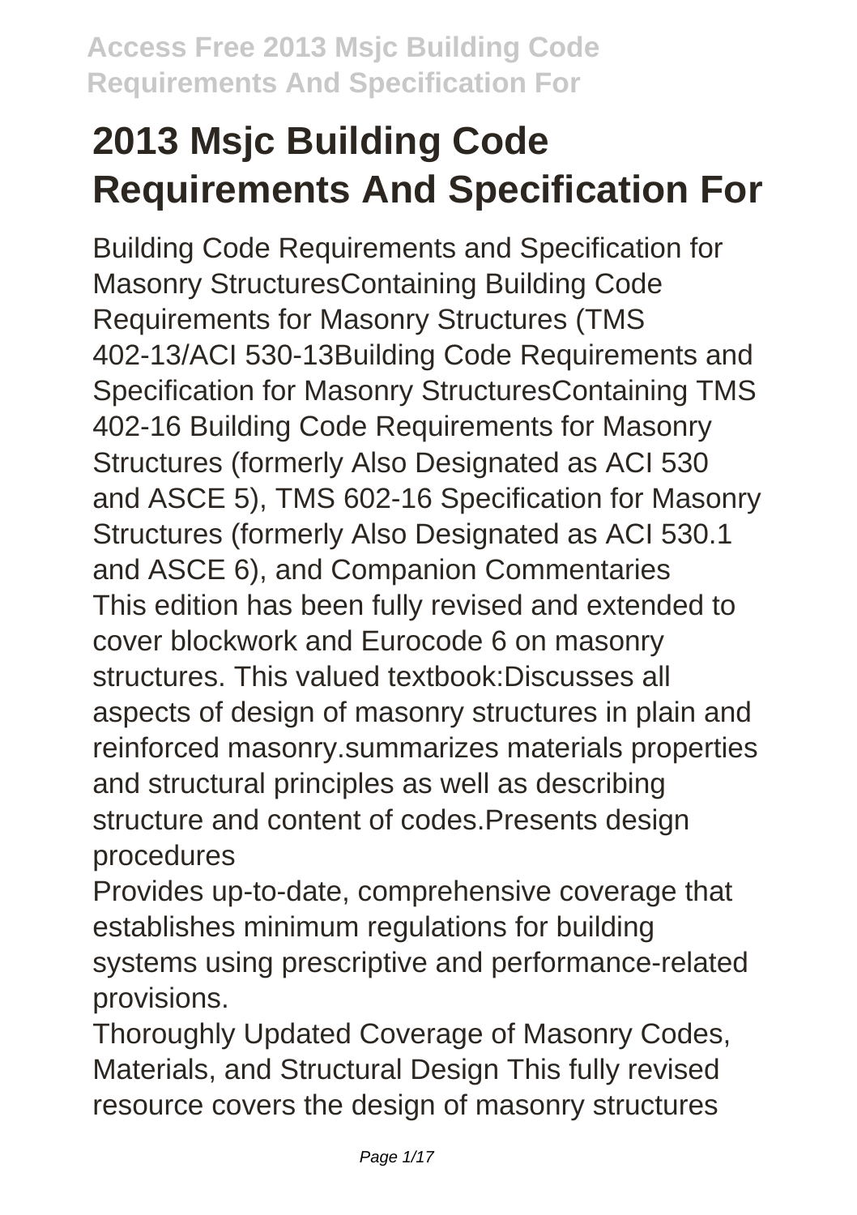# 2013 Msjc Building Code Requirements And Specification For

Building Code Requirements and Specification for Masonry StructuresContaining Building Code Requirements for Masonry Structures (TMS 402-13/ACI 530-13Building Code Requirements and Specification for Masonry StructuresContaining TMS 402-16 Building Code Requirements for Masonry Structures (formerly Also Designated as ACI 530 and ASCE 5), TMS 602-16 Specification for Masonry Structures (formerly Also Designated as ACI 530.1 and ASCE 6), and Companion Commentaries

This edition has been fully revised and extended to cover blockwork and Eurocode 6 on masonry structures. This valued textbook:Discusses all aspects of design of masonry structures in plain and reinforced masonry.summarizes materials properties and structural principles as well as describing structure and content of codes.Presents design procedures

Provides up-to-date, comprehensive coverage that establishes minimum regulations for building systems using prescriptive and performance-related provisions.

Thoroughly Updated Coverage of Masonry Codes, Materials, and Structural Design This fully revised resource covers the design of masonry structures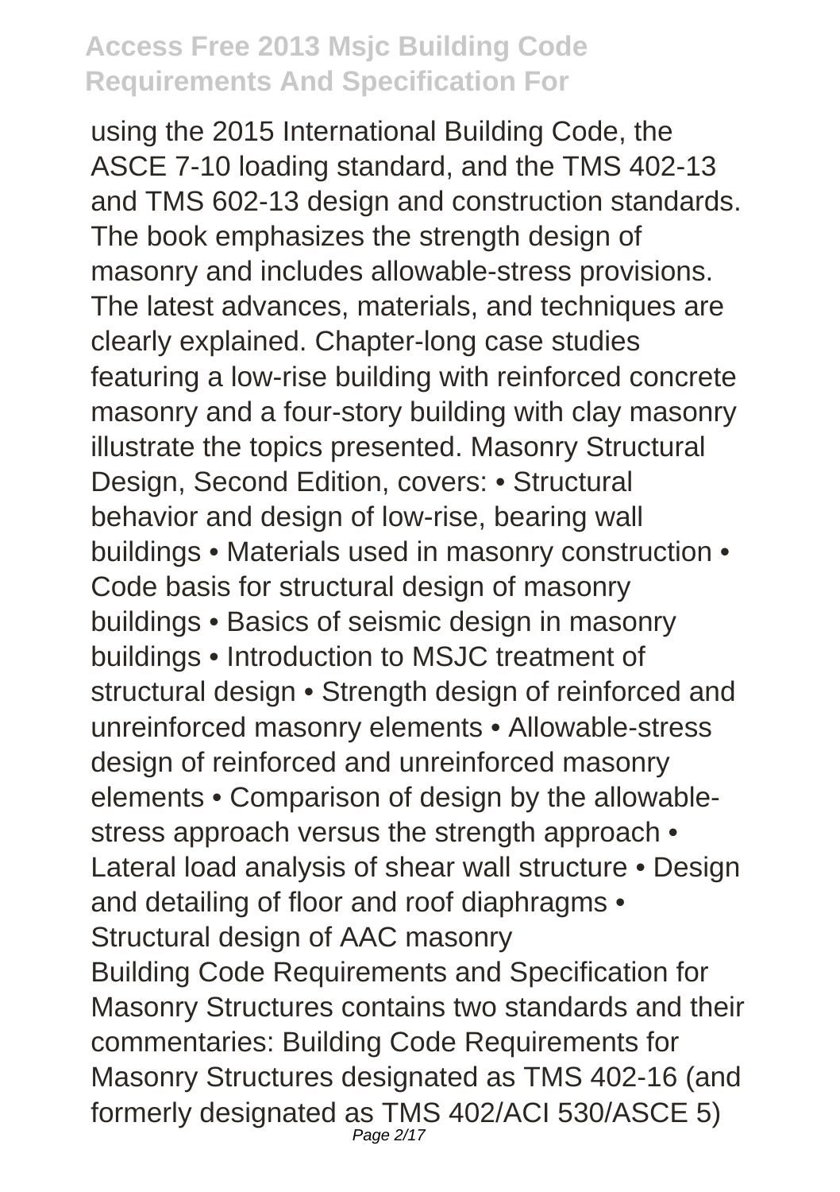using the 2015 International Building Code, the ASCE 7-10 loading standard, and the TMS 402-13 and TMS 602-13 design and construction standards. The book emphasizes the strength design of masonry and includes allowable-stress provisions. The latest advances, materials, and techniques are clearly explained. Chapter-long case studies featuring a low-rise building with reinforced concrete masonry and a four-story building with clay masonry illustrate the topics presented. Masonry Structural Design, Second Edition, covers: • Structural behavior and design of low-rise, bearing wall buildings • Materials used in masonry construction • Code basis for structural design of masonry buildings • Basics of seismic design in masonry buildings • Introduction to MSJC treatment of structural design • Strength design of reinforced and unreinforced masonry elements • Allowable-stress design of reinforced and unreinforced masonry elements • Comparison of design by the allowable-stress approach versus the strength approach • Lateral load analysis of shear wall structure • Design and detailing of floor and roof diaphragms • Structural design of AAC masonry

Building Code Requirements and Specification for Masonry Structures contains two standards and their commentaries: Building Code Requirements for Masonry Structures designated as TMS 402-16 (and formerly designated as TMS 402/ACI 530/ASCE 5)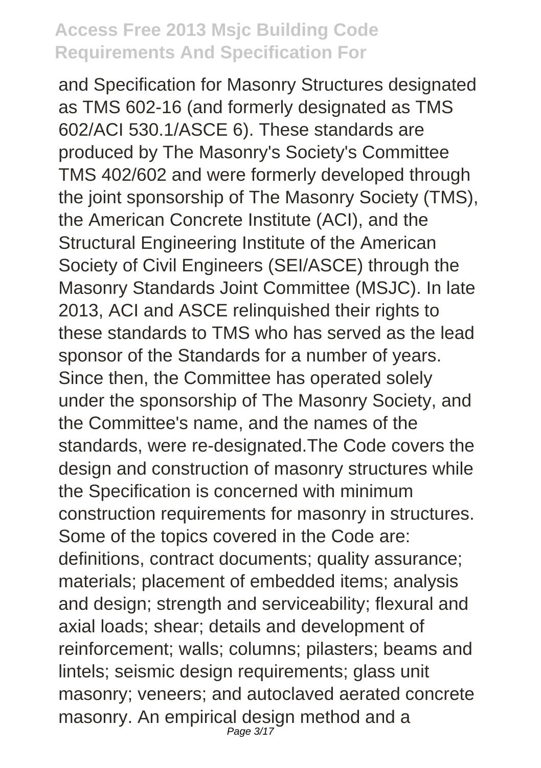and Specification for Masonry Structures designated as TMS 602-16 (and formerly designated as TMS 602/ACI 530.1/ASCE 6). These standards are produced by The Masonry's Society's Committee TMS 402/602 and were formerly developed through the joint sponsorship of The Masonry Society (TMS), the American Concrete Institute (ACI), and the Structural Engineering Institute of the American Society of Civil Engineers (SEI/ASCE) through the Masonry Standards Joint Committee (MSJC). In late 2013, ACI and ASCE relinquished their rights to these standards to TMS who has served as the lead sponsor of the Standards for a number of years. Since then, the Committee has operated solely under the sponsorship of The Masonry Society, and the Committee's name, and the names of the standards, were re-designated.The Code covers the design and construction of masonry structures while the Specification is concerned with minimum construction requirements for masonry in structures. Some of the topics covered in the Code are: definitions, contract documents; quality assurance; materials; placement of embedded items; analysis and design; strength and serviceability; flexural and axial loads; shear; details and development of reinforcement; walls; columns; pilasters; beams and lintels; seismic design requirements; glass unit masonry; veneers; and autoclaved aerated concrete masonry. An empirical design method and a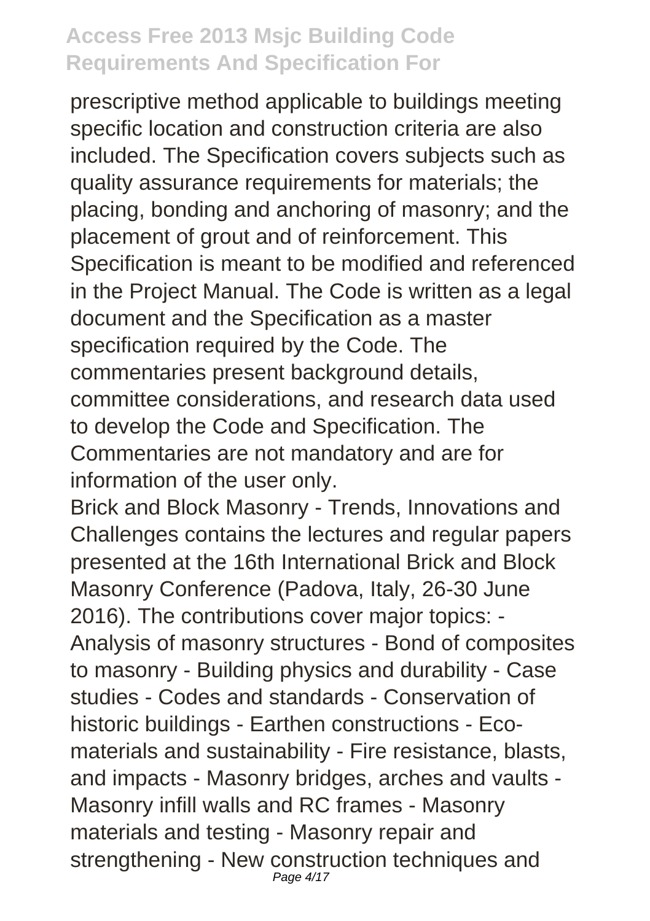prescriptive method applicable to buildings meeting specific location and construction criteria are also included. The Specification covers subjects such as quality assurance requirements for materials; the placing, bonding and anchoring of masonry; and the placement of grout and of reinforcement. This Specification is meant to be modified and referenced in the Project Manual. The Code is written as a legal document and the Specification as a master specification required by the Code. The commentaries present background details, committee considerations, and research data used to develop the Code and Specification. The Commentaries are not mandatory and are for information of the user only.

Brick and Block Masonry - Trends, Innovations and Challenges contains the lectures and regular papers presented at the 16th International Brick and Block Masonry Conference (Padova, Italy, 26-30 June 2016). The contributions cover major topics: - Analysis of masonry structures - Bond of composites to masonry - Building physics and durability - Case studies - Codes and standards - Conservation of historic buildings - Earthen constructions - Eco-materials and sustainability - Fire resistance, blasts, and impacts - Masonry bridges, arches and vaults - Masonry infill walls and RC frames - Masonry materials and testing - Masonry repair and strengthening - New construction techniques and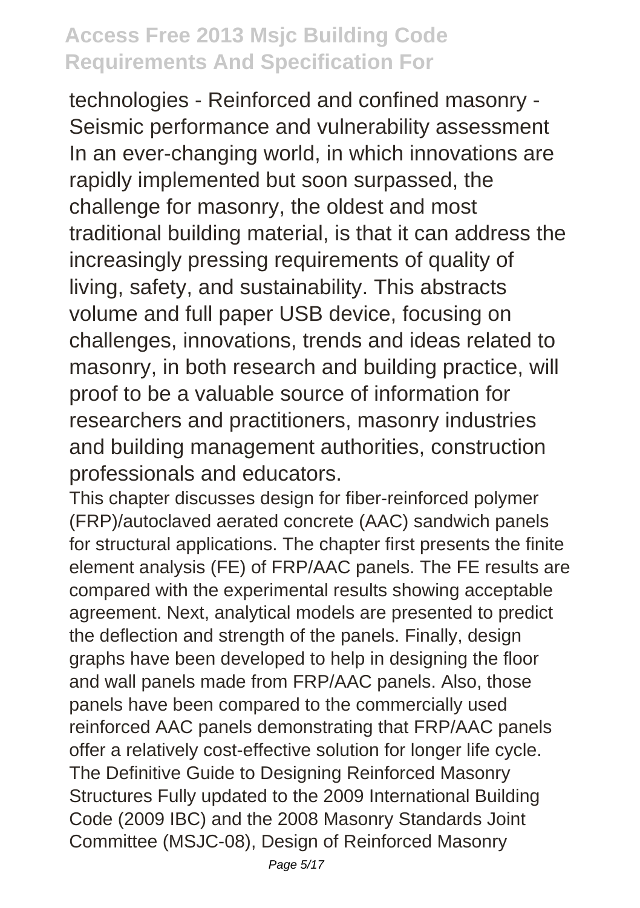technologies - Reinforced and confined masonry - Seismic performance and vulnerability assessment In an ever-changing world, in which innovations are rapidly implemented but soon surpassed, the challenge for masonry, the oldest and most traditional building material, is that it can address the increasingly pressing requirements of quality of living, safety, and sustainability. This abstracts volume and full paper USB device, focusing on challenges, innovations, trends and ideas related to masonry, in both research and building practice, will proof to be a valuable source of information for researchers and practitioners, masonry industries and building management authorities, construction professionals and educators.

This chapter discusses design for fiber-reinforced polymer (FRP)/autoclaved aerated concrete (AAC) sandwich panels for structural applications. The chapter first presents the finite element analysis (FE) of FRP/AAC panels. The FE results are compared with the experimental results showing acceptable agreement. Next, analytical models are presented to predict the deflection and strength of the panels. Finally, design graphs have been developed to help in designing the floor and wall panels made from FRP/AAC panels. Also, those panels have been compared to the commercially used reinforced AAC panels demonstrating that FRP/AAC panels offer a relatively cost-effective solution for longer life cycle. The Definitive Guide to Designing Reinforced Masonry Structures Fully updated to the 2009 International Building Code (2009 IBC) and the 2008 Masonry Standards Joint Committee (MSJC-08), Design of Reinforced Masonry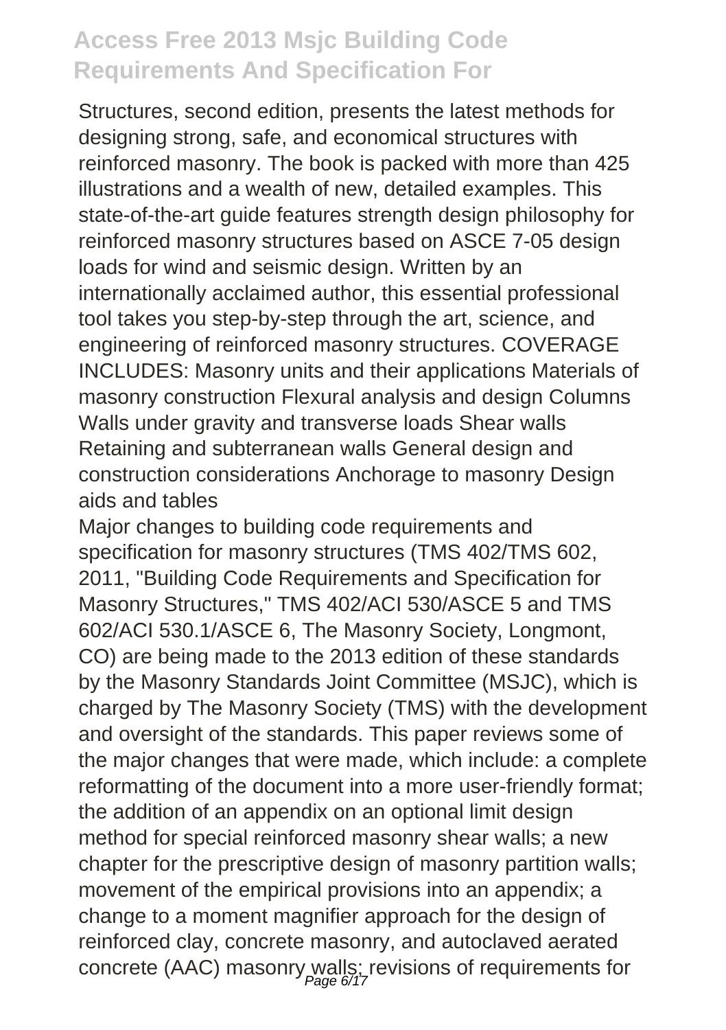Structures, second edition, presents the latest methods for designing strong, safe, and economical structures with reinforced masonry. The book is packed with more than 425 illustrations and a wealth of new, detailed examples. This state-of-the-art guide features strength design philosophy for reinforced masonry structures based on ASCE 7-05 design loads for wind and seismic design. Written by an internationally acclaimed author, this essential professional tool takes you step-by-step through the art, science, and engineering of reinforced masonry structures. COVERAGE INCLUDES: Masonry units and their applications Materials of masonry construction Flexural analysis and design Columns Walls under gravity and transverse loads Shear walls Retaining and subterranean walls General design and construction considerations Anchorage to masonry Design aids and tables

Major changes to building code requirements and specification for masonry structures (TMS 402/TMS 602, 2011, "Building Code Requirements and Specification for Masonry Structures," TMS 402/ACI 530/ASCE 5 and TMS 602/ACI 530.1/ASCE 6, The Masonry Society, Longmont, CO) are being made to the 2013 edition of these standards by the Masonry Standards Joint Committee (MSJC), which is charged by The Masonry Society (TMS) with the development and oversight of the standards. This paper reviews some of the major changes that were made, which include: a complete reformatting of the document into a more user-friendly format; the addition of an appendix on an optional limit design method for special reinforced masonry shear walls; a new chapter for the prescriptive design of masonry partition walls; movement of the empirical provisions into an appendix; a change to a moment magnifier approach for the design of reinforced clay, concrete masonry, and autoclaved aerated concrete (AAC) masonry walls; revisions of requirements for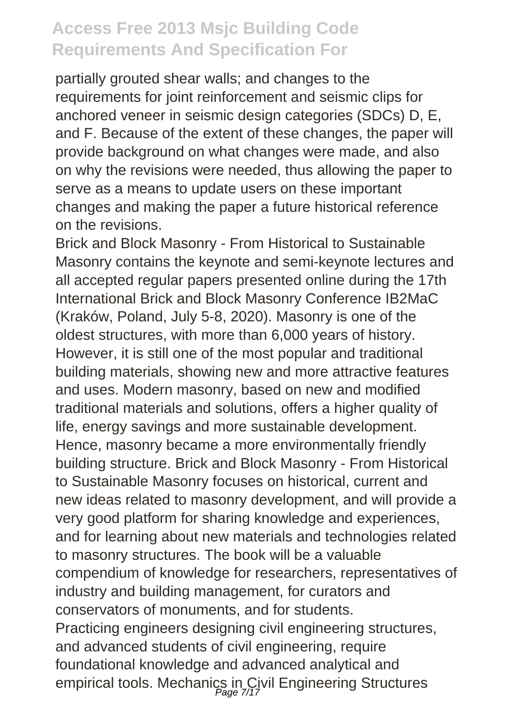partially grouted shear walls; and changes to the requirements for joint reinforcement and seismic clips for anchored veneer in seismic design categories (SDCs) D, E, and F. Because of the extent of these changes, the paper will provide background on what changes were made, and also on why the revisions were needed, thus allowing the paper to serve as a means to update users on these important changes and making the paper a future historical reference on the revisions.

Brick and Block Masonry - From Historical to Sustainable Masonry contains the keynote and semi-keynote lectures and all accepted regular papers presented online during the 17th International Brick and Block Masonry Conference IB2MaC (Kraków, Poland, July 5-8, 2020). Masonry is one of the oldest structures, with more than 6,000 years of history. However, it is still one of the most popular and traditional building materials, showing new and more attractive features and uses. Modern masonry, based on new and modified traditional materials and solutions, offers a higher quality of life, energy savings and more sustainable development. Hence, masonry became a more environmentally friendly building structure. Brick and Block Masonry - From Historical to Sustainable Masonry focuses on historical, current and new ideas related to masonry development, and will provide a very good platform for sharing knowledge and experiences, and for learning about new materials and technologies related to masonry structures. The book will be a valuable compendium of knowledge for researchers, representatives of industry and building management, for curators and conservators of monuments, and for students.

Practicing engineers designing civil engineering structures, and advanced students of civil engineering, require foundational knowledge and advanced analytical and empirical tools. Mechanics in Civil Engineering Structures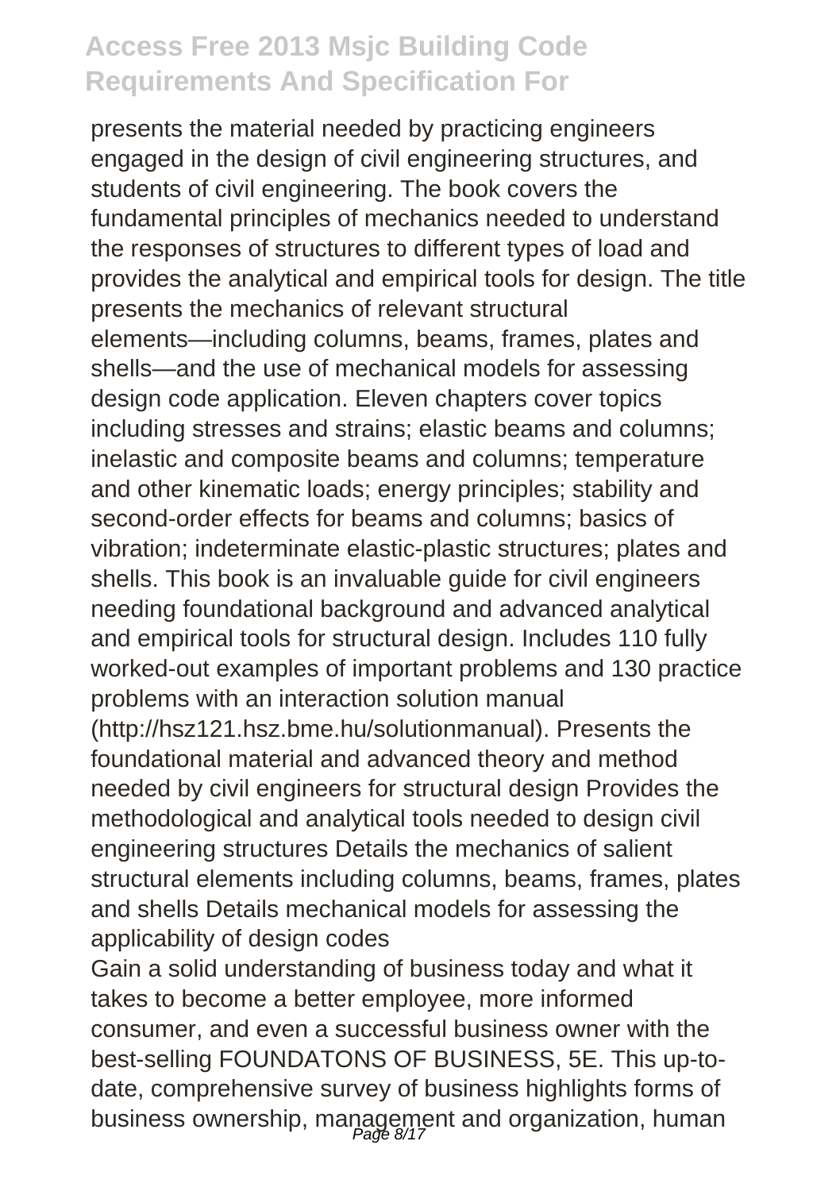presents the material needed by practicing engineers engaged in the design of civil engineering structures, and students of civil engineering. The book covers the fundamental principles of mechanics needed to understand the responses of structures to different types of load and provides the analytical and empirical tools for design. The title presents the mechanics of relevant structural elements—including columns, beams, frames, plates and shells—and the use of mechanical models for assessing design code application. Eleven chapters cover topics including stresses and strains; elastic beams and columns; inelastic and composite beams and columns; temperature and other kinematic loads; energy principles; stability and second-order effects for beams and columns; basics of vibration; indeterminate elastic-plastic structures; plates and shells. This book is an invaluable guide for civil engineers needing foundational background and advanced analytical and empirical tools for structural design. Includes 110 fully worked-out examples of important problems and 130 practice problems with an interaction solution manual (http://hsz121.hsz.bme.hu/solutionmanual). Presents the foundational material and advanced theory and method needed by civil engineers for structural design Provides the methodological and analytical tools needed to design civil engineering structures Details the mechanics of salient structural elements including columns, beams, frames, plates and shells Details mechanical models for assessing the applicability of design codes

Gain a solid understanding of business today and what it takes to become a better employee, more informed consumer, and even a successful business owner with the best-selling FOUNDATONS OF BUSINESS, 5E. This up-to-date, comprehensive survey of business highlights forms of business ownership, management and organization, human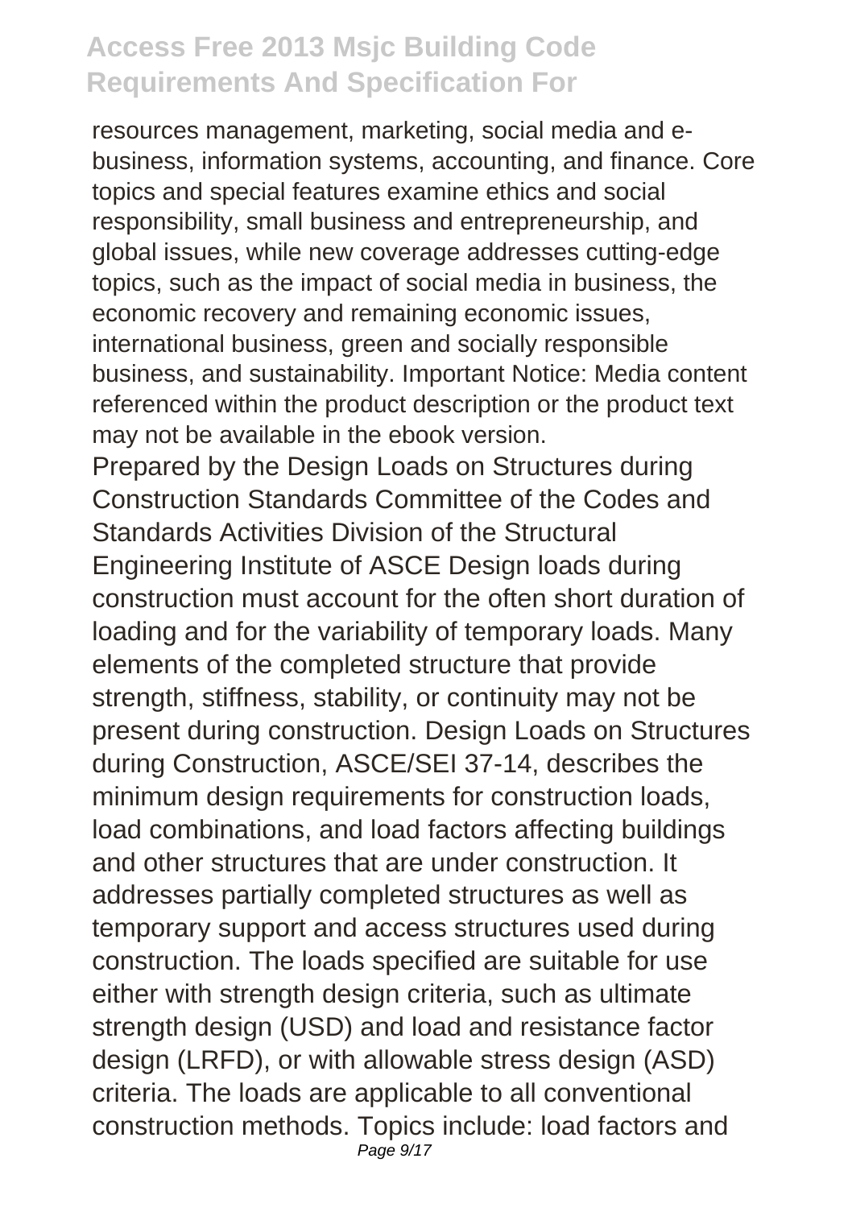resources management, marketing, social media and e-business, information systems, accounting, and finance. Core topics and special features examine ethics and social responsibility, small business and entrepreneurship, and global issues, while new coverage addresses cutting-edge topics, such as the impact of social media in business, the economic recovery and remaining economic issues, international business, green and socially responsible business, and sustainability. Important Notice: Media content referenced within the product description or the product text may not be available in the ebook version.

Prepared by the Design Loads on Structures during Construction Standards Committee of the Codes and Standards Activities Division of the Structural Engineering Institute of ASCE Design loads during construction must account for the often short duration of loading and for the variability of temporary loads. Many elements of the completed structure that provide strength, stiffness, stability, or continuity may not be present during construction. Design Loads on Structures during Construction, ASCE/SEI 37-14, describes the minimum design requirements for construction loads, load combinations, and load factors affecting buildings and other structures that are under construction. It addresses partially completed structures as well as temporary support and access structures used during construction. The loads specified are suitable for use either with strength design criteria, such as ultimate strength design (USD) and load and resistance factor design (LRFD), or with allowable stress design (ASD) criteria. The loads are applicable to all conventional construction methods. Topics include: load factors and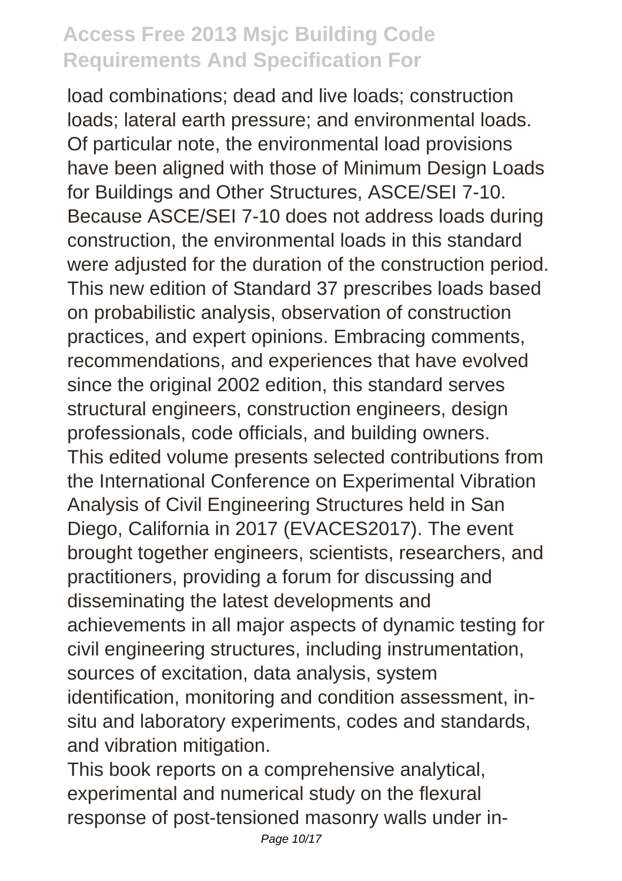load combinations; dead and live loads; construction loads; lateral earth pressure; and environmental loads. Of particular note, the environmental load provisions have been aligned with those of Minimum Design Loads for Buildings and Other Structures, ASCE/SEI 7-10. Because ASCE/SEI 7-10 does not address loads during construction, the environmental loads in this standard were adjusted for the duration of the construction period. This new edition of Standard 37 prescribes loads based on probabilistic analysis, observation of construction practices, and expert opinions. Embracing comments, recommendations, and experiences that have evolved since the original 2002 edition, this standard serves structural engineers, construction engineers, design professionals, code officials, and building owners. This edited volume presents selected contributions from the International Conference on Experimental Vibration Analysis of Civil Engineering Structures held in San Diego, California in 2017 (EVACES2017). The event brought together engineers, scientists, researchers, and practitioners, providing a forum for discussing and disseminating the latest developments and achievements in all major aspects of dynamic testing for civil engineering structures, including instrumentation, sources of excitation, data analysis, system identification, monitoring and condition assessment, in-situ and laboratory experiments, codes and standards, and vibration mitigation.

This book reports on a comprehensive analytical, experimental and numerical study on the flexural response of post-tensioned masonry walls under in-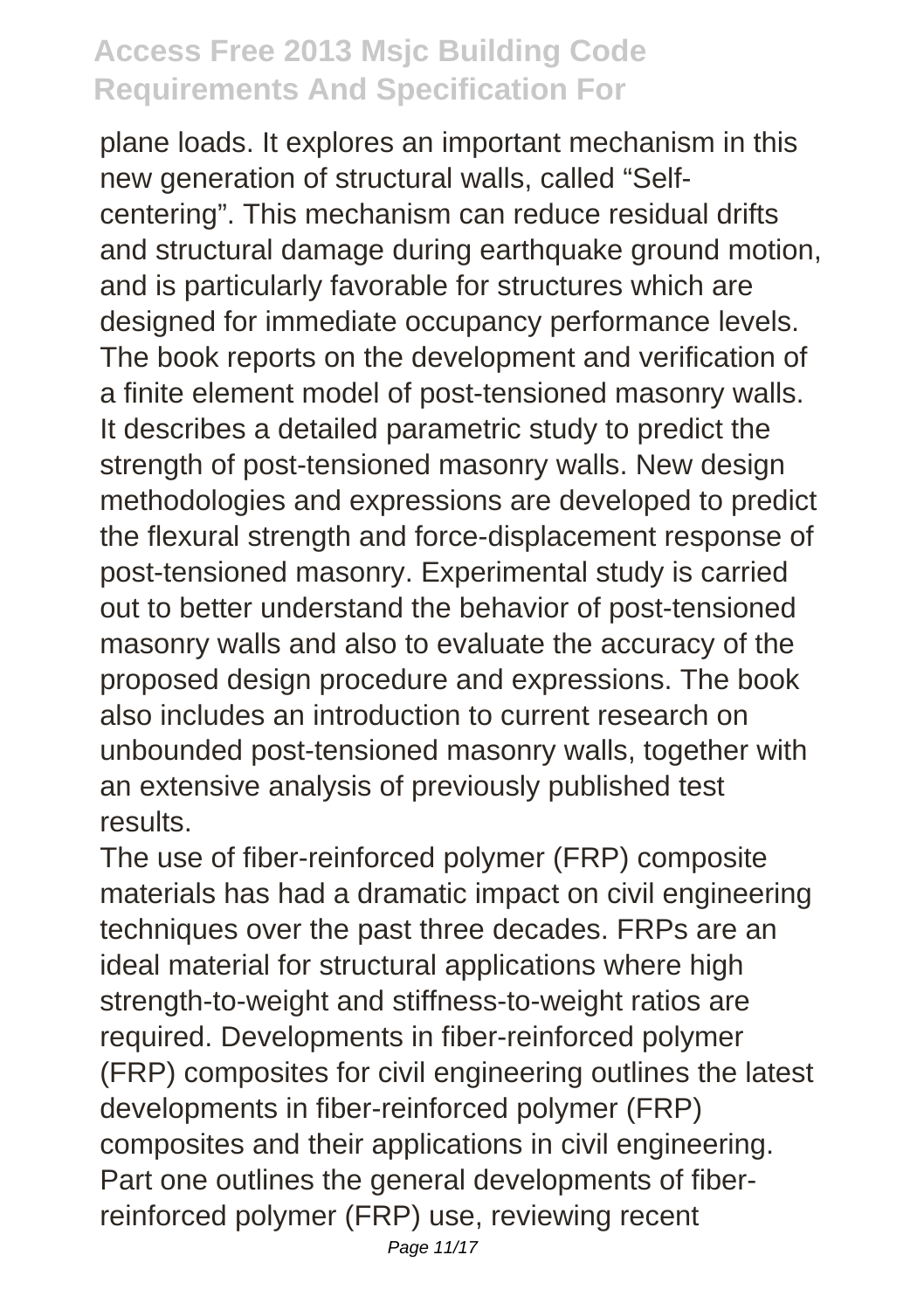plane loads. It explores an important mechanism in this new generation of structural walls, called "Self-centering". This mechanism can reduce residual drifts and structural damage during earthquake ground motion, and is particularly favorable for structures which are designed for immediate occupancy performance levels. The book reports on the development and verification of a finite element model of post-tensioned masonry walls. It describes a detailed parametric study to predict the strength of post-tensioned masonry walls. New design methodologies and expressions are developed to predict the flexural strength and force-displacement response of post-tensioned masonry. Experimental study is carried out to better understand the behavior of post-tensioned masonry walls and also to evaluate the accuracy of the proposed design procedure and expressions. The book also includes an introduction to current research on unbounded post-tensioned masonry walls, together with an extensive analysis of previously published test results.

The use of fiber-reinforced polymer (FRP) composite materials has had a dramatic impact on civil engineering techniques over the past three decades. FRPs are an ideal material for structural applications where high strength-to-weight and stiffness-to-weight ratios are required. Developments in fiber-reinforced polymer (FRP) composites for civil engineering outlines the latest developments in fiber-reinforced polymer (FRP) composites and their applications in civil engineering. Part one outlines the general developments of fiber-reinforced polymer (FRP) use, reviewing recent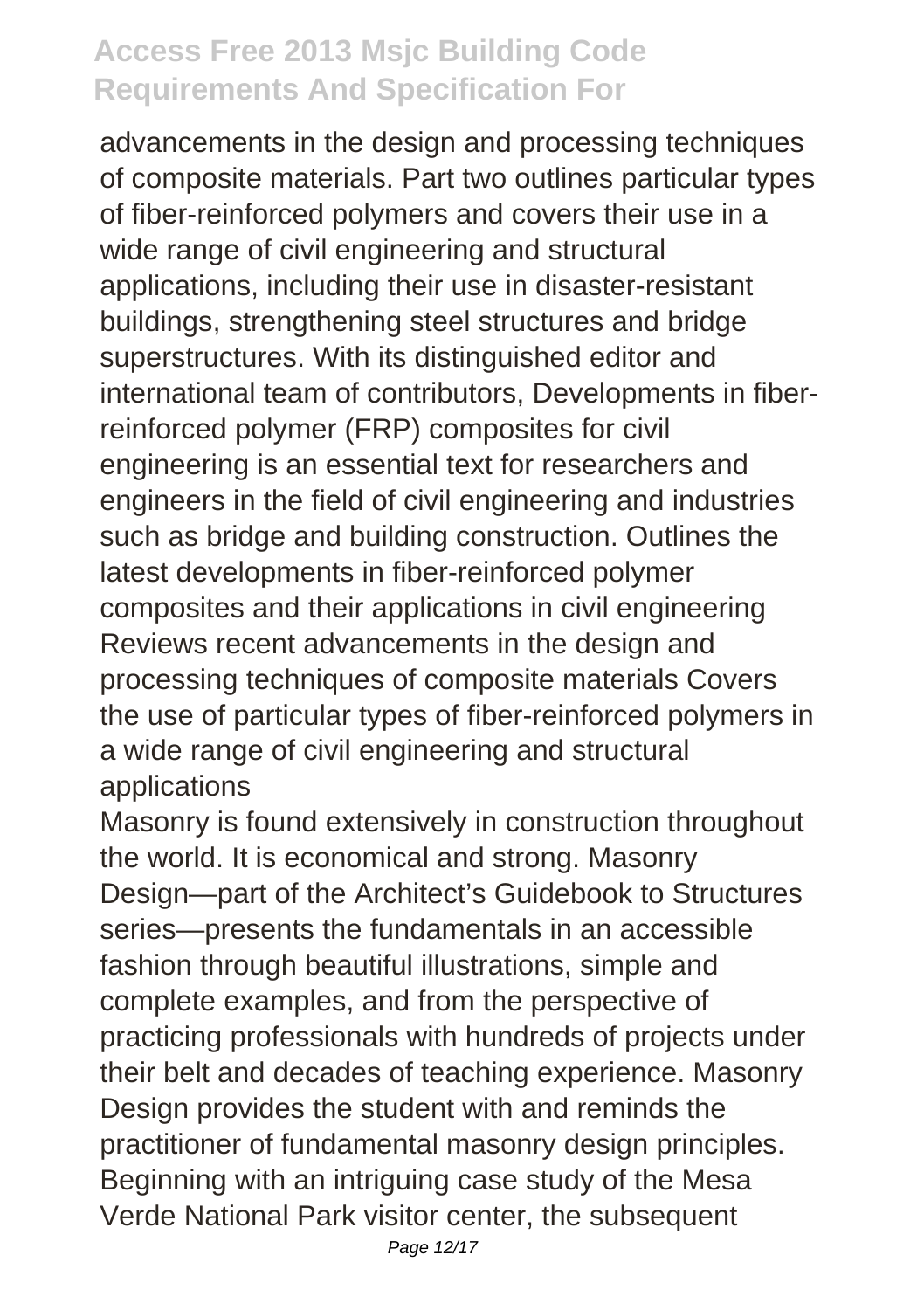advancements in the design and processing techniques of composite materials. Part two outlines particular types of fiber-reinforced polymers and covers their use in a wide range of civil engineering and structural applications, including their use in disaster-resistant buildings, strengthening steel structures and bridge superstructures. With its distinguished editor and international team of contributors, Developments in fiber-reinforced polymer (FRP) composites for civil engineering is an essential text for researchers and engineers in the field of civil engineering and industries such as bridge and building construction. Outlines the latest developments in fiber-reinforced polymer composites and their applications in civil engineering Reviews recent advancements in the design and processing techniques of composite materials Covers the use of particular types of fiber-reinforced polymers in a wide range of civil engineering and structural applications

Masonry is found extensively in construction throughout the world. It is economical and strong. Masonry Design—part of the Architect's Guidebook to Structures series—presents the fundamentals in an accessible fashion through beautiful illustrations, simple and complete examples, and from the perspective of practicing professionals with hundreds of projects under their belt and decades of teaching experience. Masonry Design provides the student with and reminds the practitioner of fundamental masonry design principles. Beginning with an intriguing case study of the Mesa Verde National Park visitor center, the subsequent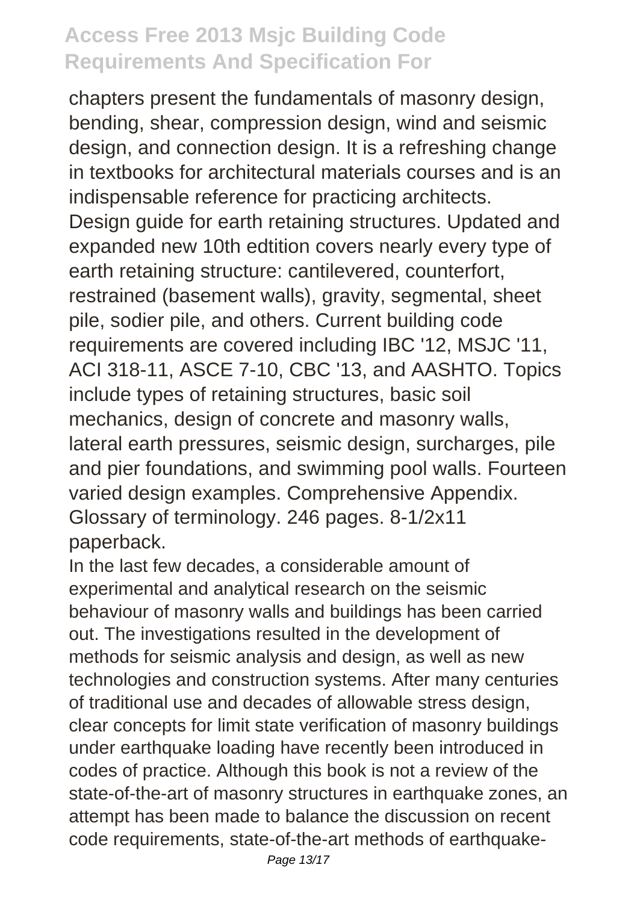chapters present the fundamentals of masonry design, bending, shear, compression design, wind and seismic design, and connection design. It is a refreshing change in textbooks for architectural materials courses and is an indispensable reference for practicing architects.

Design guide for earth retaining structures. Updated and expanded new 10th edtition covers nearly every type of earth retaining structure: cantilevered, counterfort, restrained (basement walls), gravity, segmental, sheet pile, sodier pile, and others. Current building code requirements are covered including IBC '12, MSJC '11, ACI 318-11, ASCE 7-10, CBC '13, and AASHTO. Topics include types of retaining structures, basic soil mechanics, design of concrete and masonry walls, lateral earth pressures, seismic design, surcharges, pile and pier foundations, and swimming pool walls. Fourteen varied design examples. Comprehensive Appendix. Glossary of terminology. 246 pages. 8-1/2x11 paperback.

In the last few decades, a considerable amount of experimental and analytical research on the seismic behaviour of masonry walls and buildings has been carried out. The investigations resulted in the development of methods for seismic analysis and design, as well as new technologies and construction systems. After many centuries of traditional use and decades of allowable stress design, clear concepts for limit state verification of masonry buildings under earthquake loading have recently been introduced in codes of practice. Although this book is not a review of the state-of-the-art of masonry structures in earthquake zones, an attempt has been made to balance the discussion on recent code requirements, state-of-the-art methods of earthquake-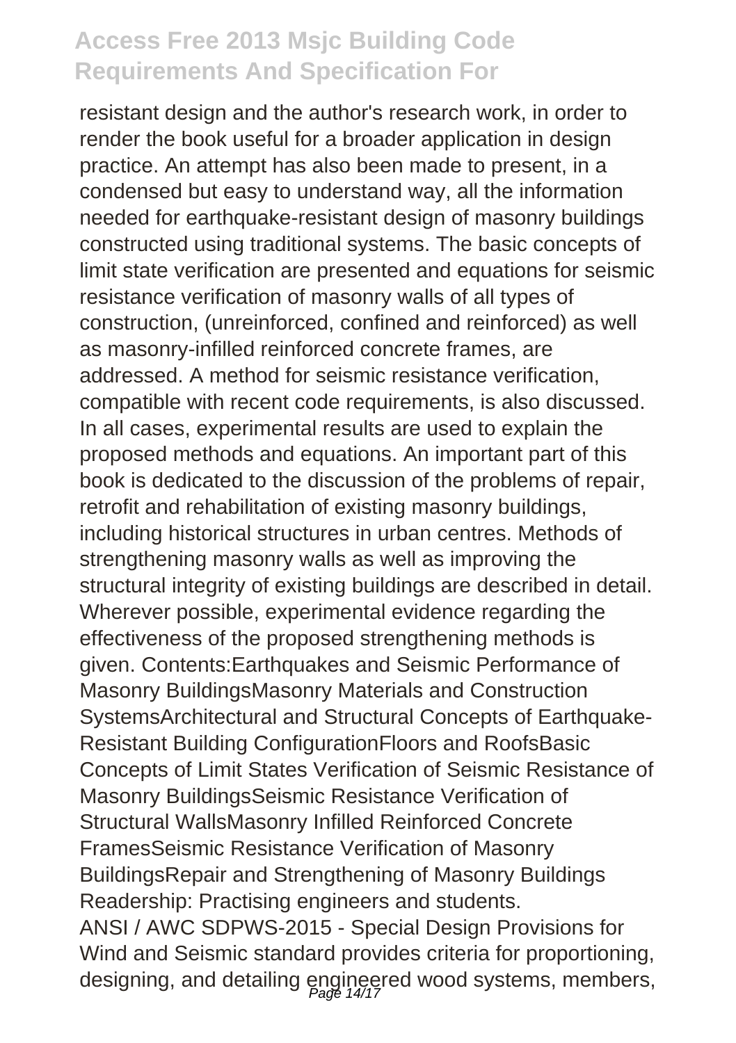resistant design and the author's research work, in order to render the book useful for a broader application in design practice. An attempt has also been made to present, in a condensed but easy to understand way, all the information needed for earthquake-resistant design of masonry buildings constructed using traditional systems. The basic concepts of limit state verification are presented and equations for seismic resistance verification of masonry walls of all types of construction, (unreinforced, confined and reinforced) as well as masonry-infilled reinforced concrete frames, are addressed. A method for seismic resistance verification, compatible with recent code requirements, is also discussed. In all cases, experimental results are used to explain the proposed methods and equations. An important part of this book is dedicated to the discussion of the problems of repair, retrofit and rehabilitation of existing masonry buildings, including historical structures in urban centres. Methods of strengthening masonry walls as well as improving the structural integrity of existing buildings are described in detail. Wherever possible, experimental evidence regarding the effectiveness of the proposed strengthening methods is given. Contents:Earthquakes and Seismic Performance of Masonry BuildingsMasonry Materials and Construction SystemsArchitectural and Structural Concepts of Earthquake-Resistant Building ConfigurationFloors and RoofsBasic Concepts of Limit States Verification of Seismic Resistance of Masonry BuildingsSeismic Resistance Verification of Structural WallsMasonry Infilled Reinforced Concrete FramesSeismic Resistance Verification of Masonry BuildingsRepair and Strengthening of Masonry Buildings Readership: Practising engineers and students.

ANSI / AWC SDPWS-2015 - Special Design Provisions for Wind and Seismic standard provides criteria for proportioning, designing, and detailing engineered wood systems, members,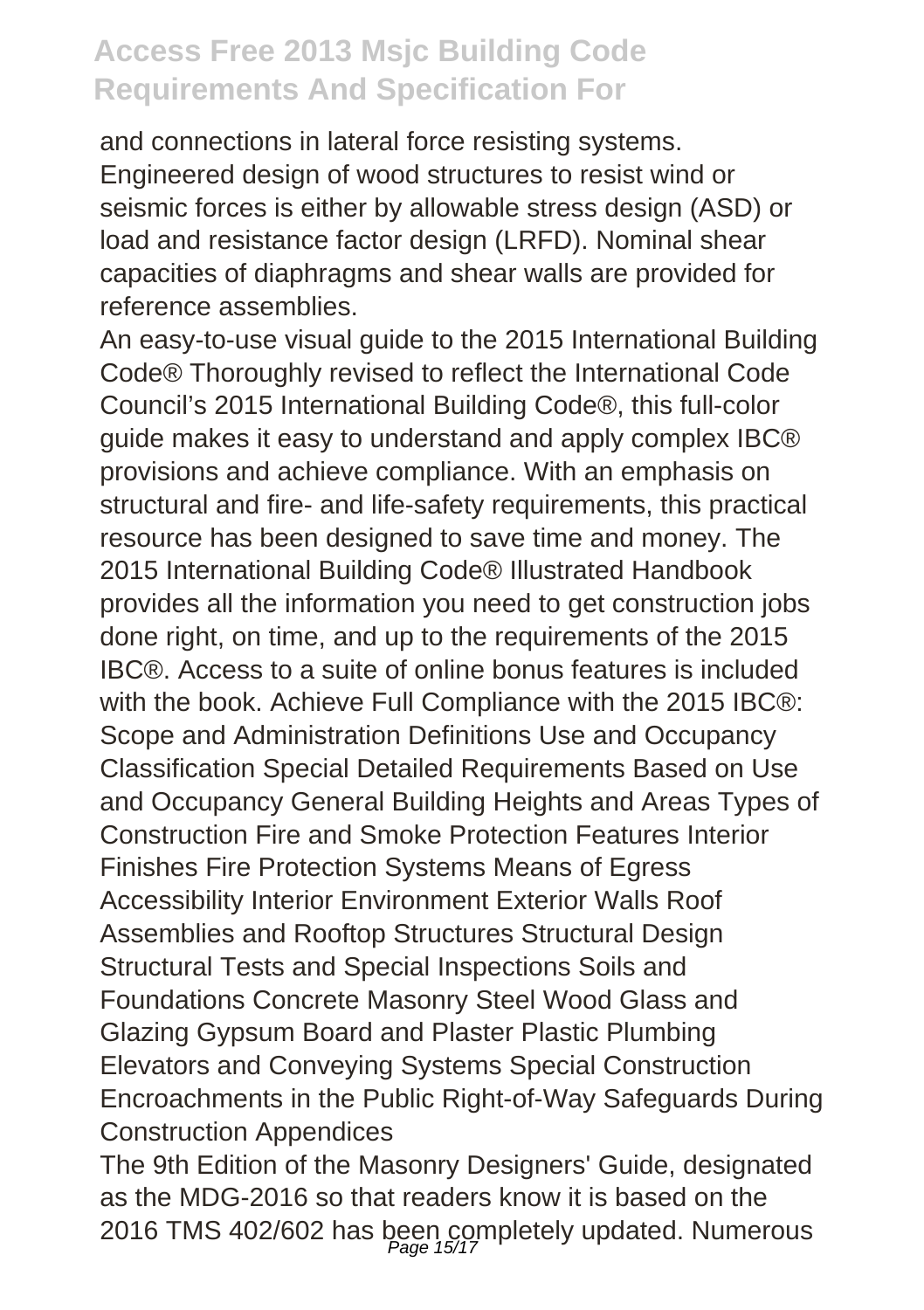and connections in lateral force resisting systems. Engineered design of wood structures to resist wind or seismic forces is either by allowable stress design (ASD) or load and resistance factor design (LRFD). Nominal shear capacities of diaphragms and shear walls are provided for reference assemblies.

An easy-to-use visual guide to the 2015 International Building Code® Thoroughly revised to reflect the International Code Council's 2015 International Building Code®, this full-color guide makes it easy to understand and apply complex IBC® provisions and achieve compliance. With an emphasis on structural and fire- and life-safety requirements, this practical resource has been designed to save time and money. The 2015 International Building Code® Illustrated Handbook provides all the information you need to get construction jobs done right, on time, and up to the requirements of the 2015 IBC®. Access to a suite of online bonus features is included with the book. Achieve Full Compliance with the 2015 IBC®: Scope and Administration Definitions Use and Occupancy Classification Special Detailed Requirements Based on Use and Occupancy General Building Heights and Areas Types of Construction Fire and Smoke Protection Features Interior Finishes Fire Protection Systems Means of Egress Accessibility Interior Environment Exterior Walls Roof Assemblies and Rooftop Structures Structural Design Structural Tests and Special Inspections Soils and Foundations Concrete Masonry Steel Wood Glass and Glazing Gypsum Board and Plaster Plastic Plumbing Elevators and Conveying Systems Special Construction Encroachments in the Public Right-of-Way Safeguards During Construction Appendices

The 9th Edition of the Masonry Designers' Guide, designated as the MDG-2016 so that readers know it is based on the 2016 TMS 402/602 has been completely updated. Numerous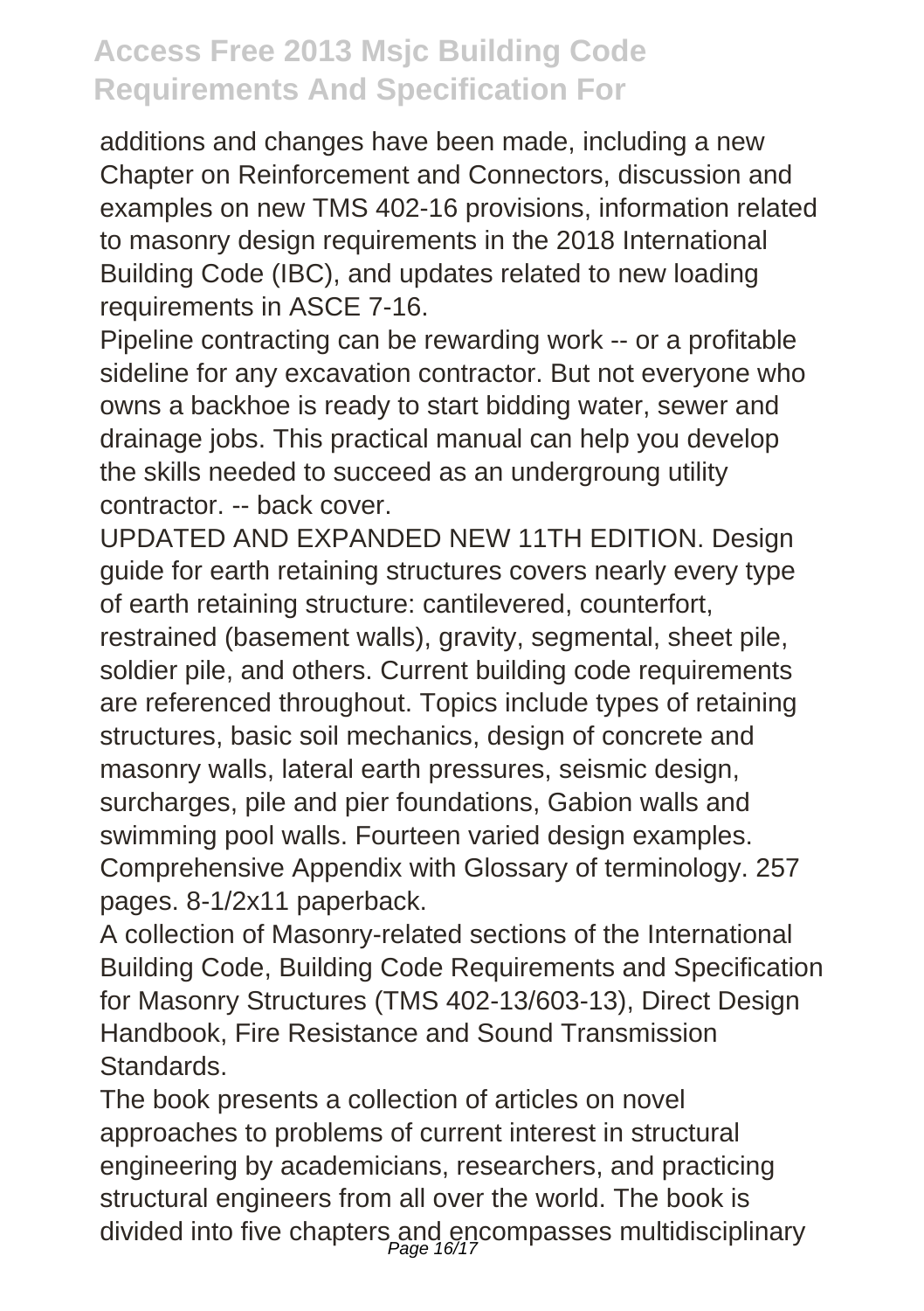additions and changes have been made, including a new Chapter on Reinforcement and Connectors, discussion and examples on new TMS 402-16 provisions, information related to masonry design requirements in the 2018 International Building Code (IBC), and updates related to new loading requirements in ASCE 7-16.

Pipeline contracting can be rewarding work -- or a profitable sideline for any excavation contractor. But not everyone who owns a backhoe is ready to start bidding water, sewer and drainage jobs. This practical manual can help you develop the skills needed to succeed as an undergroung utility contractor. -- back cover.

UPDATED AND EXPANDED NEW 11TH EDITION. Design guide for earth retaining structures covers nearly every type of earth retaining structure: cantilevered, counterfort, restrained (basement walls), gravity, segmental, sheet pile, soldier pile, and others. Current building code requirements are referenced throughout. Topics include types of retaining structures, basic soil mechanics, design of concrete and masonry walls, lateral earth pressures, seismic design, surcharges, pile and pier foundations, Gabion walls and swimming pool walls. Fourteen varied design examples. Comprehensive Appendix with Glossary of terminology. 257 pages. 8-1/2x11 paperback.

A collection of Masonry-related sections of the International Building Code, Building Code Requirements and Specification for Masonry Structures (TMS 402-13/603-13), Direct Design Handbook, Fire Resistance and Sound Transmission Standards.

The book presents a collection of articles on novel approaches to problems of current interest in structural engineering by academicians, researchers, and practicing structural engineers from all over the world. The book is divided into five chapters and encompasses multidisciplinary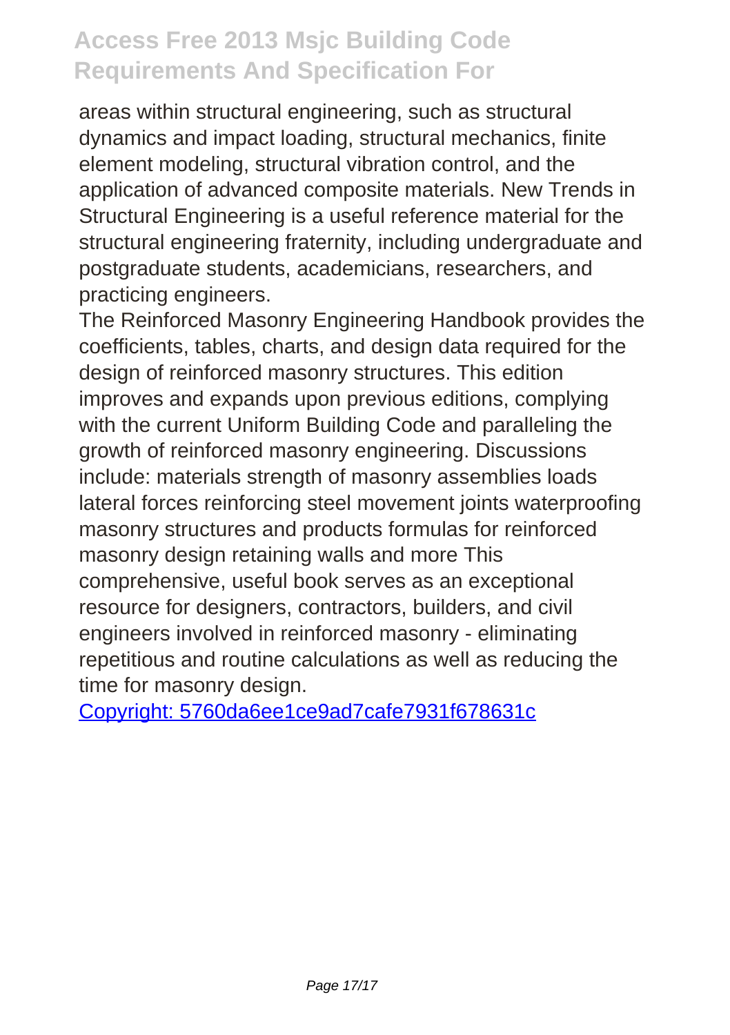areas within structural engineering, such as structural dynamics and impact loading, structural mechanics, finite element modeling, structural vibration control, and the application of advanced composite materials. New Trends in Structural Engineering is a useful reference material for the structural engineering fraternity, including undergraduate and postgraduate students, academicians, researchers, and practicing engineers.

The Reinforced Masonry Engineering Handbook provides the coefficients, tables, charts, and design data required for the design of reinforced masonry structures. This edition improves and expands upon previous editions, complying with the current Uniform Building Code and paralleling the growth of reinforced masonry engineering. Discussions include: materials strength of masonry assemblies loads lateral forces reinforcing steel movement joints waterproofing masonry structures and products formulas for reinforced masonry design retaining walls and more This comprehensive, useful book serves as an exceptional resource for designers, contractors, builders, and civil engineers involved in reinforced masonry - eliminating repetitious and routine calculations as well as reducing the time for masonry design.

Copyright: 5760da6ee1ce9ad7cafe7931f678631c